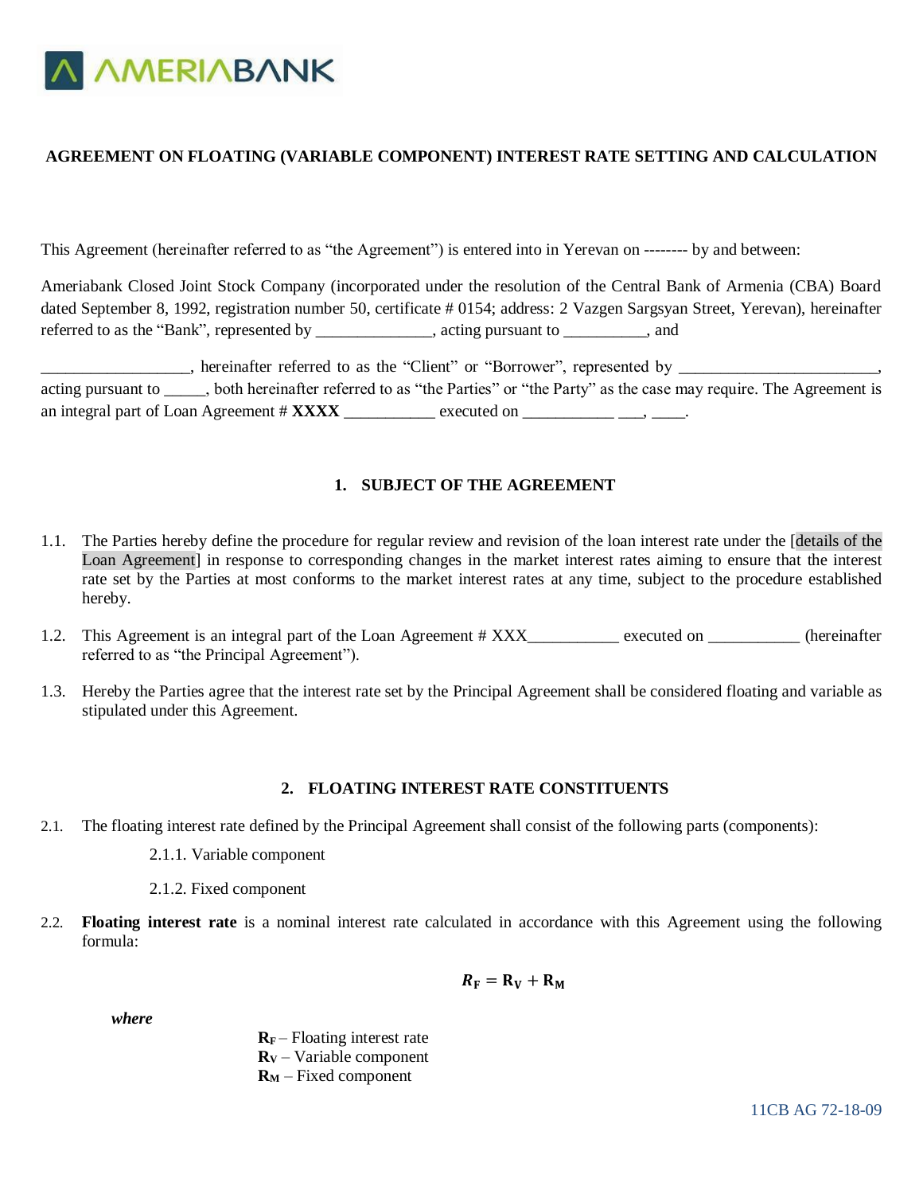**AGREEMENT ON FLOATING (VARIABLE COMPONENT) INTEREST RATE SETTING AND CALCULATION**

This Agreement (hereinafter referred to as "the Agreement") is entered into in Yerevan on -------- by and between:

Ameriabank Closed Joint Stock Company (incorporated under the resolution of the Central Bank of Armenia (CBA) Board dated September 8, 1992, registration number 50, certificate # 0154; address: 2 Vazgen Sargsyan Street, Yerevan), hereinafter referred to as the "Bank", represented by ______________, acting pursuant to __________, and

__________________, hereinafter referred to as the "Client" or "Borrower", represented by ________________________, acting pursuant to _____, both hereinafter referred to as "the Parties" or "the Party" as the case may require. The Agreement is an integral part of Loan Agreement # **XXXX** ___________ executed on ___________ ___, ____.

## 1. SUBJECT OF THE AGREEMENT

1.1. The Parties hereby define the procedure for regular review and revision of the loan interest rate under the [details of the Loan Agreement] in response to corresponding changes in the market interest rates aiming to ensure that the interest rate set by the Parties at most conforms to the market interest rates at any time, subject to the procedure established hereby.

1.2. This Agreement is an integral part of the Loan Agreement # XXX___________ executed on ___________ (hereinafter referred to as "the Principal Agreement").

1.3. Hereby the Parties agree that the interest rate set by the Principal Agreement shall be considered floating and variable as stipulated under this Agreement.

## 2. FLOATING INTEREST RATE CONSTITUENTS

2.1. The floating interest rate defined by the Principal Agreement shall consist of the following parts (components):

2.1.1. Variable component

2.1.2. Fixed component

2.2. **Floating interest rate** is a nominal interest rate calculated in accordance with this Agreement using the following formula:

$$R_F = R_V + R_M$$

***where***

$R_F$ – Floating interest rate
$R_V$ – Variable component
$R_M$ – Fixed component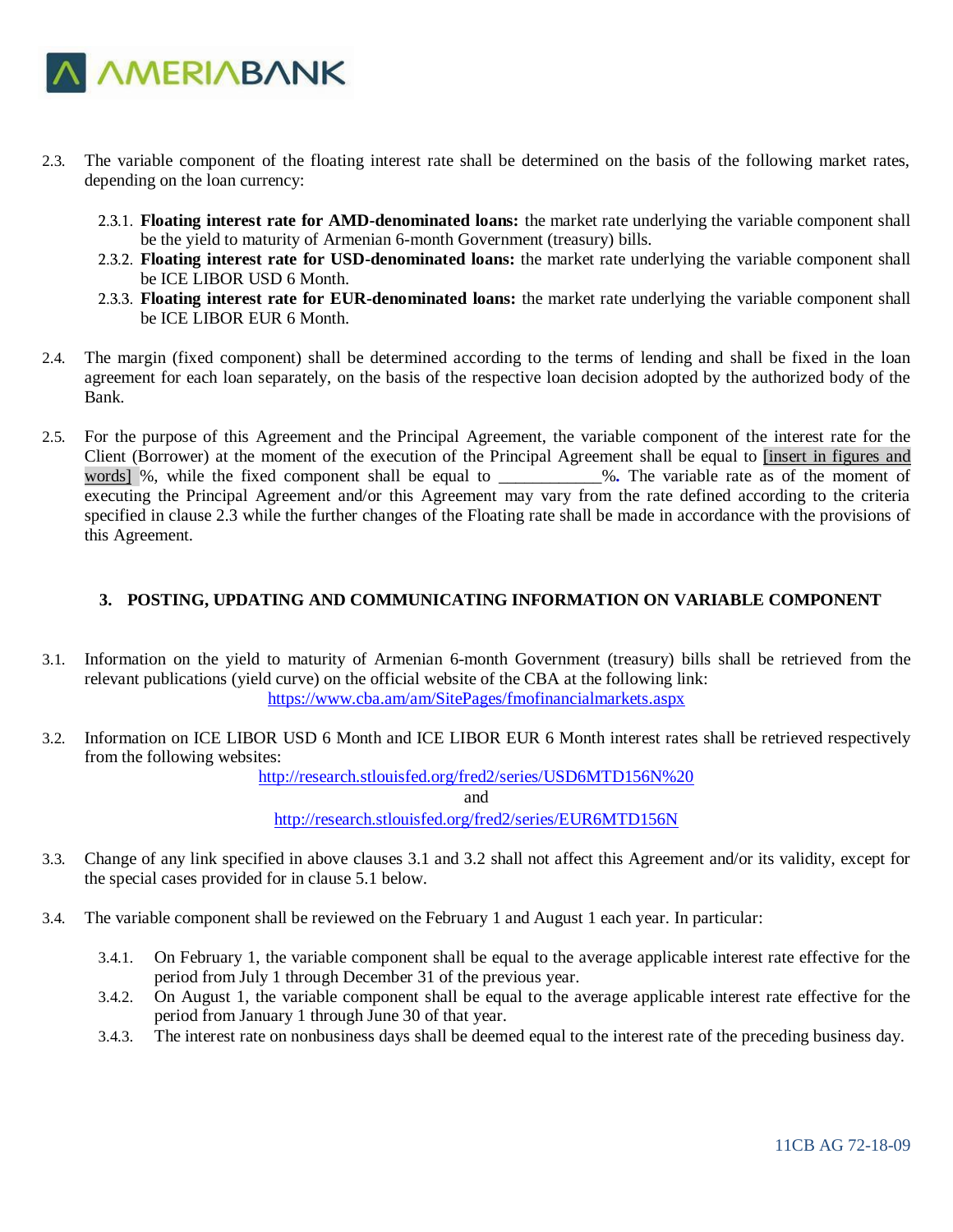2.3. The variable component of the floating interest rate shall be determined on the basis of the following market rates, depending on the loan currency:

2.3.1. **Floating interest rate for AMD-denominated loans:** the market rate underlying the variable component shall be the yield to maturity of Armenian 6-month Government (treasury) bills.

2.3.2. **Floating interest rate for USD-denominated loans:** the market rate underlying the variable component shall be ICE LIBOR USD 6 Month.

2.3.3. **Floating interest rate for EUR-denominated loans:** the market rate underlying the variable component shall be ICE LIBOR EUR 6 Month.

2.4. The margin (fixed component) shall be determined according to the terms of lending and shall be fixed in the loan agreement for each loan separately, on the basis of the respective loan decision adopted by the authorized body of the Bank.

2.5. For the purpose of this Agreement and the Principal Agreement, the variable component of the interest rate for the Client (Borrower) at the moment of the execution of the Principal Agreement shall be equal to [insert in figures and words] %, while the fixed component shall be equal to ____________%. The variable rate as of the moment of executing the Principal Agreement and/or this Agreement may vary from the rate defined according to the criteria specified in clause 2.3 while the further changes of the Floating rate shall be made in accordance with the provisions of this Agreement.

## 3. POSTING, UPDATING AND COMMUNICATING INFORMATION ON VARIABLE COMPONENT

3.1. Information on the yield to maturity of Armenian 6-month Government (treasury) bills shall be retrieved from the relevant publications (yield curve) on the official website of the CBA at the following link:
https://www.cba.am/am/SitePages/fmofinancialmarkets.aspx

3.2. Information on ICE LIBOR USD 6 Month and ICE LIBOR EUR 6 Month interest rates shall be retrieved respectively from the following websites:
http://research.stlouisfed.org/fred2/series/USD6MTD156N%20
and
http://research.stlouisfed.org/fred2/series/EUR6MTD156N

3.3. Change of any link specified in above clauses 3.1 and 3.2 shall not affect this Agreement and/or its validity, except for the special cases provided for in clause 5.1 below.

3.4. The variable component shall be reviewed on the February 1 and August 1 each year. In particular:

3.4.1. On February 1, the variable component shall be equal to the average applicable interest rate effective for the period from July 1 through December 31 of the previous year.

3.4.2. On August 1, the variable component shall be equal to the average applicable interest rate effective for the period from January 1 through June 30 of that year.

3.4.3. The interest rate on nonbusiness days shall be deemed equal to the interest rate of the preceding business day.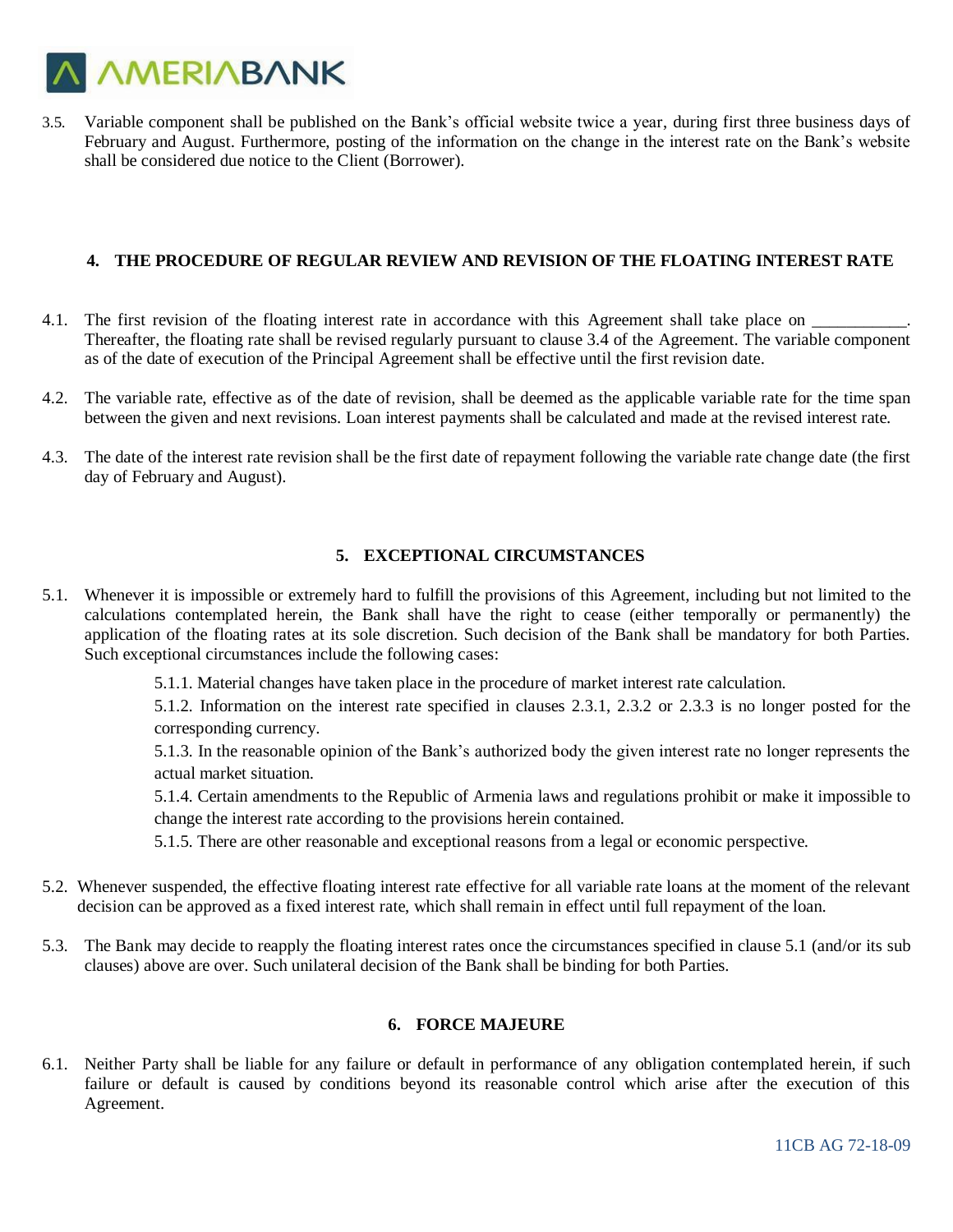3.5. Variable component shall be published on the Bank's official website twice a year, during first three business days of February and August. Furthermore, posting of the information on the change in the interest rate on the Bank's website shall be considered due notice to the Client (Borrower).

## 4. THE PROCEDURE OF REGULAR REVIEW AND REVISION OF THE FLOATING INTEREST RATE

4.1. The first revision of the floating interest rate in accordance with this Agreement shall take place on ___________. Thereafter, the floating rate shall be revised regularly pursuant to clause 3.4 of the Agreement. The variable component as of the date of execution of the Principal Agreement shall be effective until the first revision date.

4.2. The variable rate, effective as of the date of revision, shall be deemed as the applicable variable rate for the time span between the given and next revisions. Loan interest payments shall be calculated and made at the revised interest rate.

4.3. The date of the interest rate revision shall be the first date of repayment following the variable rate change date (the first day of February and August).

## 5. EXCEPTIONAL CIRCUMSTANCES

5.1. Whenever it is impossible or extremely hard to fulfill the provisions of this Agreement, including but not limited to the calculations contemplated herein, the Bank shall have the right to cease (either temporally or permanently) the application of the floating rates at its sole discretion. Such decision of the Bank shall be mandatory for both Parties. Such exceptional circumstances include the following cases:

5.1.1. Material changes have taken place in the procedure of market interest rate calculation.

5.1.2. Information on the interest rate specified in clauses 2.3.1, 2.3.2 or 2.3.3 is no longer posted for the corresponding currency.

5.1.3. In the reasonable opinion of the Bank's authorized body the given interest rate no longer represents the actual market situation.

5.1.4. Certain amendments to the Republic of Armenia laws and regulations prohibit or make it impossible to change the interest rate according to the provisions herein contained.

5.1.5. There are other reasonable and exceptional reasons from a legal or economic perspective.

5.2. Whenever suspended, the effective floating interest rate effective for all variable rate loans at the moment of the relevant decision can be approved as a fixed interest rate, which shall remain in effect until full repayment of the loan.

5.3. The Bank may decide to reapply the floating interest rates once the circumstances specified in clause 5.1 (and/or its sub clauses) above are over. Such unilateral decision of the Bank shall be binding for both Parties.

## 6. FORCE MAJEURE

6.1. Neither Party shall be liable for any failure or default in performance of any obligation contemplated herein, if such failure or default is caused by conditions beyond its reasonable control which arise after the execution of this Agreement.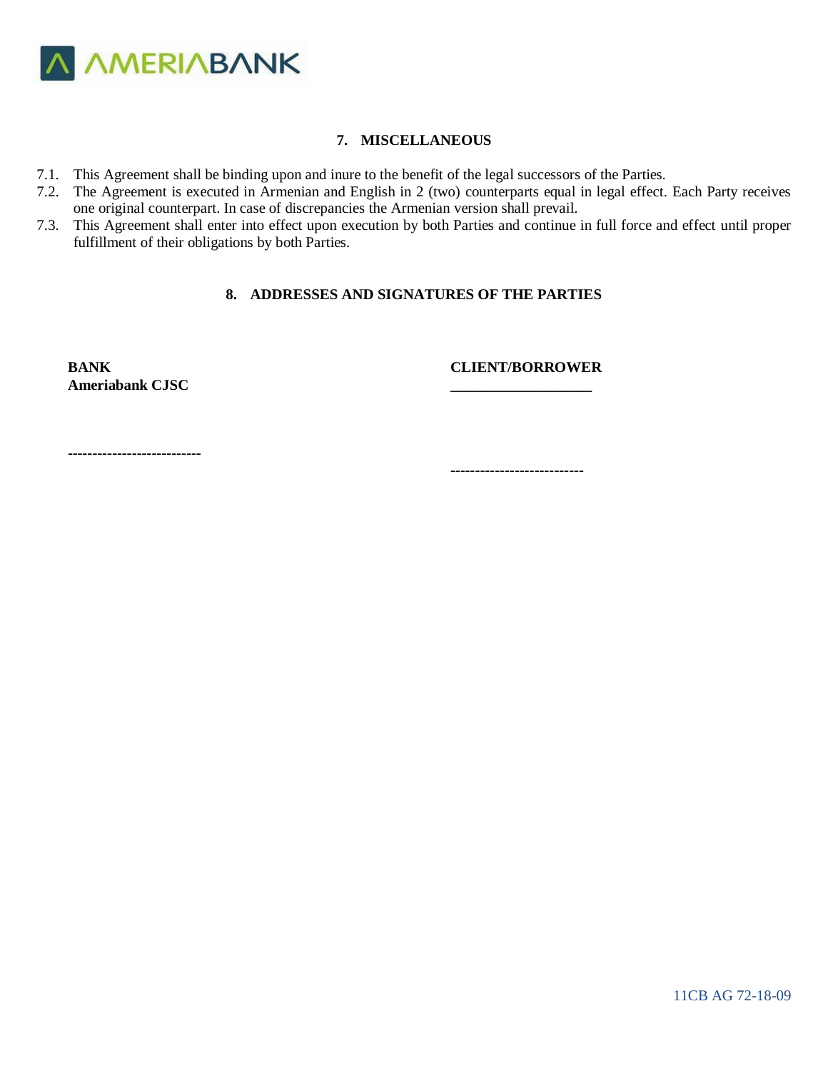## 7. MISCELLANEOUS

7.1. This Agreement shall be binding upon and inure to the benefit of the legal successors of the Parties.

7.2. The Agreement is executed in Armenian and English in 2 (two) counterparts equal in legal effect. Each Party receives one original counterpart. In case of discrepancies the Armenian version shall prevail.

7.3. This Agreement shall enter into effect upon execution by both Parties and continue in full force and effect until proper fulfillment of their obligations by both Parties.

## 8. ADDRESSES AND SIGNATURES OF THE PARTIES

| | |
|---|---|
| **BANK** | **CLIENT/BORROWER** |
| **Ameriabank CJSC** | ___________________ |
| --------------------------- | --------------------------- |

11CB AG 72-18-09